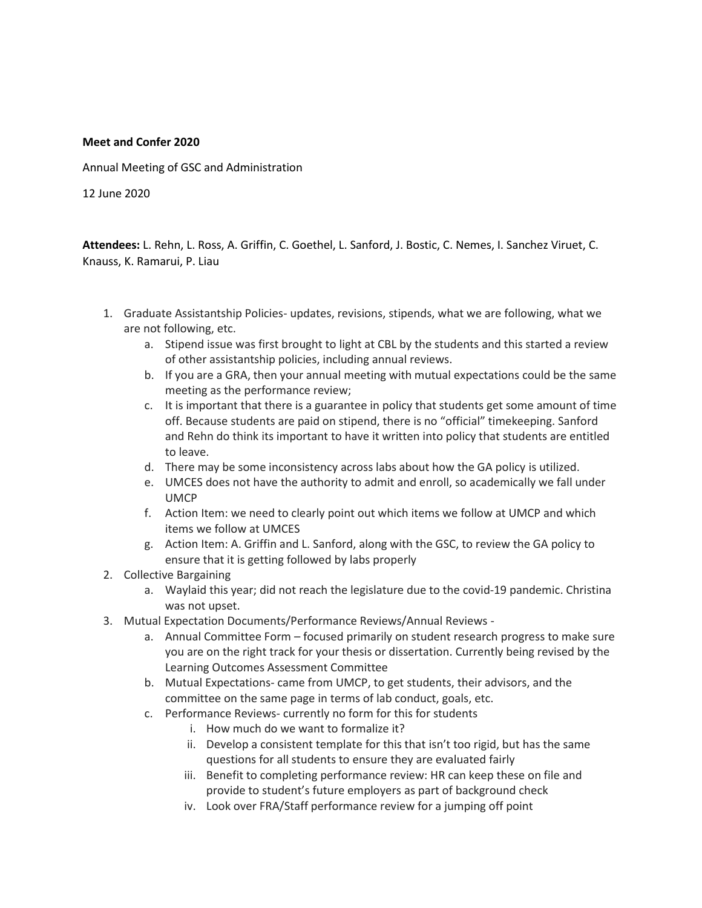**Meet and Confer 2020**

Annual Meeting of GSC and Administration

12 June 2020

**Attendees:** L. Rehn, L. Ross, A. Griffin, C. Goethel, L. Sanford, J. Bostic, C. Nemes, I. Sanchez Viruet, C. Knauss, K. Ramarui, P. Liau

1. Graduate Assistantship Policies- updates, revisions, stipends, what we are following, what we are not following, etc.
   a. Stipend issue was first brought to light at CBL by the students and this started a review of other assistantship policies, including annual reviews.
   b. If you are a GRA, then your annual meeting with mutual expectations could be the same meeting as the performance review;
   c. It is important that there is a guarantee in policy that students get some amount of time off. Because students are paid on stipend, there is no "official" timekeeping. Sanford and Rehn do think its important to have it written into policy that students are entitled to leave.
   d. There may be some inconsistency across labs about how the GA policy is utilized.
   e. UMCES does not have the authority to admit and enroll, so academically we fall under UMCP
   f. Action Item: we need to clearly point out which items we follow at UMCP and which items we follow at UMCES
   g. Action Item: A. Griffin and L. Sanford, along with the GSC, to review the GA policy to ensure that it is getting followed by labs properly
2. Collective Bargaining
   a. Waylaid this year; did not reach the legislature due to the covid-19 pandemic. Christina was not upset.
3. Mutual Expectation Documents/Performance Reviews/Annual Reviews -
   a. Annual Committee Form – focused primarily on student research progress to make sure you are on the right track for your thesis or dissertation. Currently being revised by the Learning Outcomes Assessment Committee
   b. Mutual Expectations- came from UMCP, to get students, their advisors, and the committee on the same page in terms of lab conduct, goals, etc.
   c. Performance Reviews- currently no form for this for students
      i. How much do we want to formalize it?
      ii. Develop a consistent template for this that isn't too rigid, but has the same questions for all students to ensure they are evaluated fairly
      iii. Benefit to completing performance review: HR can keep these on file and provide to student's future employers as part of background check
      iv. Look over FRA/Staff performance review for a jumping off point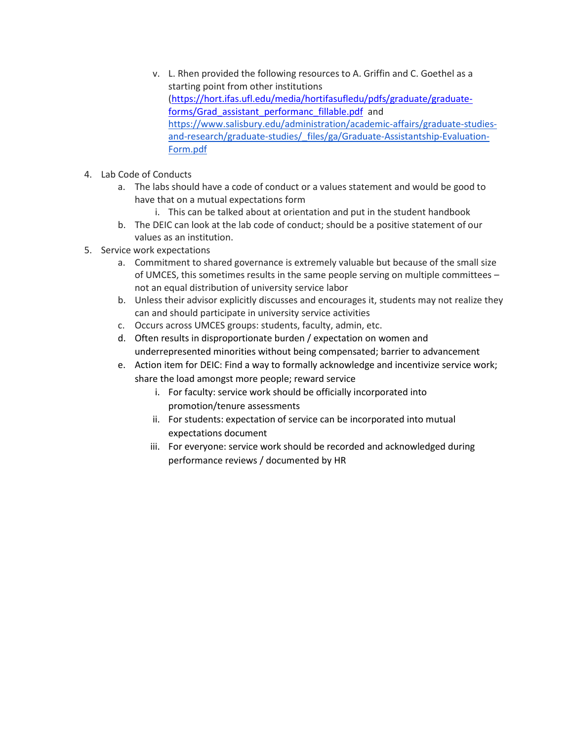v. L. Rhen provided the following resources to A. Griffin and C. Goethel as a starting point from other institutions (https://hort.ifas.ufl.edu/media/hortifasufledu/pdfs/graduate/graduate-forms/Grad_assistant_performanc_fillable.pdf and https://www.salisbury.edu/administration/academic-affairs/graduate-studies-and-research/graduate-studies/_files/ga/Graduate-Assistantship-Evaluation-Form.pdf

4. Lab Code of Conducts
    a. The labs should have a code of conduct or a values statement and would be good to have that on a mutual expectations form
        i. This can be talked about at orientation and put in the student handbook
    b. The DEIC can look at the lab code of conduct; should be a positive statement of our values as an institution.
5. Service work expectations
    a. Commitment to shared governance is extremely valuable but because of the small size of UMCES, this sometimes results in the same people serving on multiple committees – not an equal distribution of university service labor
    b. Unless their advisor explicitly discusses and encourages it, students may not realize they can and should participate in university service activities
    c. Occurs across UMCES groups: students, faculty, admin, etc.
    d. Often results in disproportionate burden / expectation on women and underrepresented minorities without being compensated; barrier to advancement
    e. Action item for DEIC: Find a way to formally acknowledge and incentivize service work; share the load amongst more people; reward service
        i. For faculty: service work should be officially incorporated into promotion/tenure assessments
        ii. For students: expectation of service can be incorporated into mutual expectations document
        iii. For everyone: service work should be recorded and acknowledged during performance reviews / documented by HR